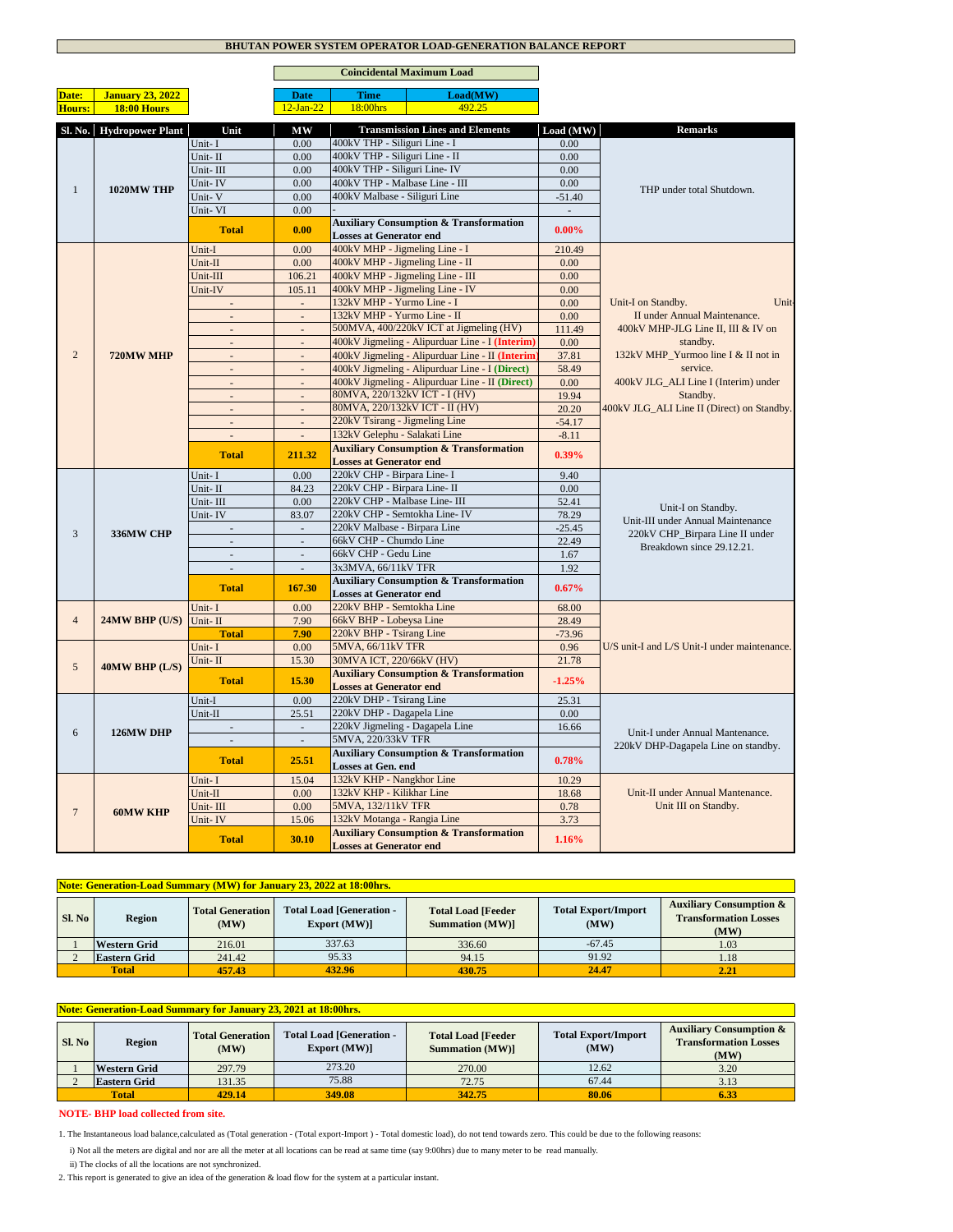# BHUTAN POWER SYSTEM OPERATOR LOAD-GENERATION BALANCE REPORT

| Date: | January 23, 2022 |
|---|---|
| Hours: | 18:00 Hours |

**Coincidental Maximum Load**

| Date | Time | Load(MW) |
|---|---|---|
| 12-Jan-22 | 18:00hrs | 492.25 |

| Sl. No. | Hydropower Plant | Unit | MW | Transmission Lines and Elements | Load (MW) | Remarks |
|---|---|---|---|---|---|---|
| 1 | 1020MW THP | Unit- I | 0.00 | 400kV THP - Siliguri Line - I | 0.00 | THP under total Shutdown. |
| | | Unit- II | 0.00 | 400kV THP - Siliguri Line - II | 0.00 | |
| | | Unit- III | 0.00 | 400kV THP - Siliguri Line- IV | 0.00 | |
| | | Unit- IV | 0.00 | 400kV THP - Malbase Line - III | 0.00 | |
| | | Unit- V | 0.00 | 400kV Malbase - Siliguri Line | -51.40 | |
| | | Unit- VI | 0.00 | - | - | |
| | | **Total** | **0.00** | **Auxiliary Consumption & Transformation Losses at Generator end** | **0.00%** | |
| 2 | 720MW MHP | Unit-I | 0.00 | 400kV MHP - Jigmeling Line - I | 210.49 | Unit-I on Standby. Unit-II under Annual Maintenance. 400kV MHP-JLG Line II, III & IV on standby. 132kV MHP_Yurmoo line I & II not in service. 400kV JLG_ALI Line I (Interim) under Standby. 400kV JLG_ALI Line II (Direct) on Standby. |
| | | Unit-II | 0.00 | 400kV MHP - Jigmeling Line - II | 0.00 | |
| | | Unit-III | 106.21 | 400kV MHP - Jigmeling Line - III | 0.00 | |
| | | Unit-IV | 105.11 | 400kV MHP - Jigmeling Line - IV | 0.00 | |
| | | - | - | 132kV MHP - Yurmo Line - I | 0.00 | |
| | | - | - | 132kV MHP - Yurmo Line - II | 0.00 | |
| | | - | - | 500MVA, 400/220kV ICT at Jigmeling (HV) | 111.49 | |
| | | - | - | 400kV Jigmeling - Alipurduar Line - I (Interim) | 0.00 | |
| | | - | - | 400kV Jigmeling - Alipurduar Line - II (Interim) | 37.81 | |
| | | - | - | 400kV Jigmeling - Alipurduar Line - I (Direct) | 58.49 | |
| | | - | - | 400kV Jigmeling - Alipurduar Line - II (Direct) | 0.00 | |
| | | - | - | 80MVA, 220/132kV ICT - I (HV) | 19.94 | |
| | | - | - | 80MVA, 220/132kV ICT - II (HV) | 20.20 | |
| | | - | - | 220kV Tsirang - Jigmeling Line | -54.17 | |
| | | - | - | 132kV Gelephu - Salakati Line | -8.11 | |
| | | **Total** | **211.32** | **Auxiliary Consumption & Transformation Losses at Generator end** | **0.39%** | |
| 3 | 336MW CHP | Unit- I | 0.00 | 220kV CHP - Birpara Line- I | 9.40 | Unit-I on Standby. Unit-III under Annual Maintenance 220kV CHP_Birpara Line II under Breakdown since 29.12.21. |
| | | Unit- II | 84.23 | 220kV CHP - Birpara Line- II | 0.00 | |
| | | Unit- III | 0.00 | 220kV CHP - Malbase Line- III | 52.41 | |
| | | Unit- IV | 83.07 | 220kV CHP - Semtokha Line- IV | 78.29 | |
| | | - | - | 220kV Malbase - Birpara Line | -25.45 | |
| | | - | - | 66kV CHP - Chumdo Line | 22.49 | |
| | | - | - | 66kV CHP - Gedu Line | 1.67 | |
| | | - | - | 3x3MVA, 66/11kV TFR | 1.92 | |
| | | **Total** | **167.30** | **Auxiliary Consumption & Transformation Losses at Generator end** | **0.67%** | |
| 4 | 24MW BHP (U/S) | Unit- I | 0.00 | 220kV BHP - Semtokha Line | 68.00 | U/S unit-I and L/S Unit-I under maintenance. |
| | | Unit- II | 7.90 | 66kV BHP - Lobeysa Line | 28.49 | |
| | | **Total** | **7.90** | 220kV BHP - Tsirang Line | -73.96 | |
| 5 | 40MW BHP (L/S) | Unit- I | 0.00 | 5MVA, 66/11kV TFR | 0.96 | |
| | | Unit- II | 15.30 | 30MVA ICT, 220/66kV (HV) | 21.78 | |
| | | **Total** | **15.30** | **Auxiliary Consumption & Transformation Losses at Generator end** | **-1.25%** | |
| 6 | 126MW DHP | Unit-I | 0.00 | 220kV DHP - Tsirang Line | 25.31 | Unit-I under Annual Mantenance. 220kV DHP-Dagapela Line on standby. |
| | | Unit-II | 25.51 | 220kV DHP - Dagapela Line | 0.00 | |
| | | - | - | 220kV Jigmeling - Dagapela Line | 16.66 | |
| | | - | - | 5MVA, 220/33kV TFR | | |
| | | **Total** | **25.51** | **Auxiliary Consumption & Transformation Losses at Gen. end** | **0.78%** | |
| 7 | 60MW KHP | Unit- I | 15.04 | 132kV KHP - Nangkhor Line | 10.29 | Unit-II under Annual Mantenance. Unit III on Standby. |
| | | Unit-II | 0.00 | 132kV KHP - Kilikhar Line | 18.68 | |
| | | Unit- III | 0.00 | 5MVA, 132/11kV TFR | 0.78 | |
| | | Unit- IV | 15.06 | 132kV Motanga - Rangia Line | 3.73 | |
| | | **Total** | **30.10** | **Auxiliary Consumption & Transformation Losses at Generator end** | **1.16%** | |

**Note: Generation-Load Summary (MW) for January 23, 2022 at 18:00hrs.**

| Sl. No | Region | Total Generation (MW) | Total Load [Generation - Export (MW)] | Total Load [Feeder Summation (MW)] | Total Export/Import (MW) | Auxiliary Consumption & Transformation Losses (MW) |
|---|---|---|---|---|---|---|
| 1 | Western Grid | 216.01 | 337.63 | 336.60 | -67.45 | 1.03 |
| 2 | Eastern Grid | 241.42 | 95.33 | 94.15 | 91.92 | 1.18 |
| **Total** | | **457.43** | **432.96** | **430.75** | **24.47** | **2.21** |

**Note: Generation-Load Summary for January 23, 2021 at 18:00hrs.**

| Sl. No | Region | Total Generation (MW) | Total Load [Generation - Export (MW)] | Total Load [Feeder Summation (MW)] | Total Export/Import (MW) | Auxiliary Consumption & Transformation Losses (MW) |
|---|---|---|---|---|---|---|
| 1 | Western Grid | 297.79 | 273.20 | 270.00 | 12.62 | 3.20 |
| 2 | Eastern Grid | 131.35 | 75.88 | 72.75 | 67.44 | 3.13 |
| **Total** | | **429.14** | **349.08** | **342.75** | **80.06** | **6.33** |

**NOTE- BHP load collected from site.**

1. The Instantaneous load balance,calculated as (Total generation - (Total export-Import ) - Total domestic load), do not tend towards zero. This could be due to the following reasons:

   i) Not all the meters are digital and nor are all the meter at all locations can be read at same time (say 9:00hrs) due to many meter to be read manually.

   ii) The clocks of all the locations are not synchronized.

2. This report is generated to give an idea of the generation & load flow for the system at a particular instant.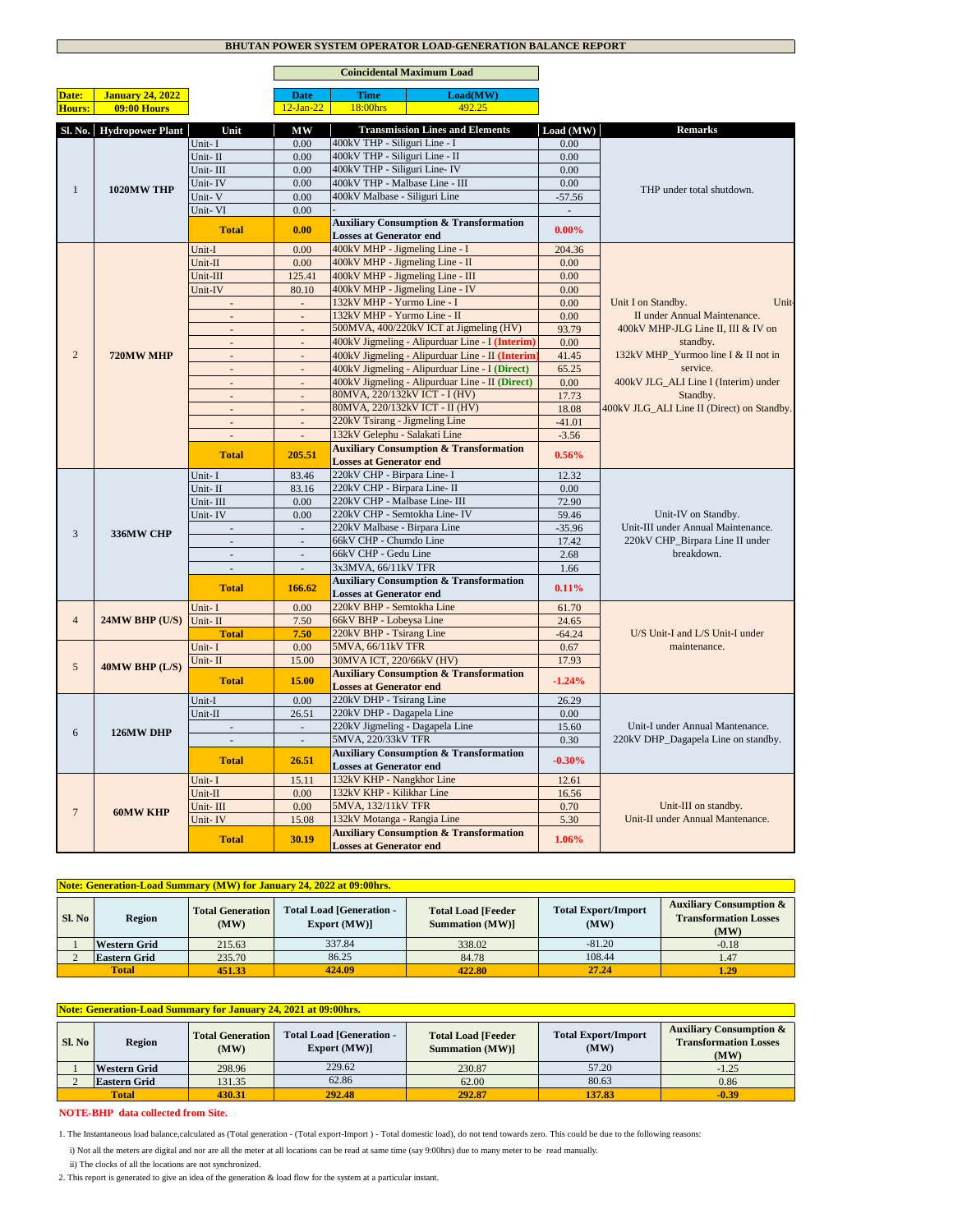# BHUTAN POWER SYSTEM OPERATOR LOAD-GENERATION BALANCE REPORT

| | | | |
|---|---|---|---|
| **Coincidental Maximum Load** | | | |
| **Date:** | **January 24, 2022** | | |
| **Hours:** | **09:00 Hours** | | |

| Date | Time | Load(MW) |
|---|---|---|
| 12-Jan-22 | 18:00hrs | 492.25 |

| Sl. No. | Hydropower Plant | Unit | MW | Transmission Lines and Elements | Load (MW) | Remarks |
|---|---|---|---|---|---|---|
| 1 | 1020MW THP | Unit- I | 0.00 | 400kV THP - Siliguri Line - I | 0.00 | THP under total shutdown. |
| | | Unit- II | 0.00 | 400kV THP - Siliguri Line - II | 0.00 | |
| | | Unit- III | 0.00 | 400kV THP - Siliguri Line- IV | 0.00 | |
| | | Unit- IV | 0.00 | 400kV THP - Malbase Line - III | 0.00 | |
| | | Unit- V | 0.00 | 400kV Malbase - Siliguri Line | -57.56 | |
| | | Unit- VI | 0.00 | - | - | |
| | | **Total** | **0.00** | **Auxiliary Consumption & Transformation Losses at Generator end** | **0.00%** | |
| 2 | 720MW MHP | Unit-I | 0.00 | 400kV MHP - Jigmeling Line - I | 204.36 | Unit I on Standby. Unit II under Annual Maintenance. 400kV MHP-JLG Line II, III & IV on standby. 132kV MHP_Yurmoo line I & II not in service. 400kV JLG_ALI Line I (Interim) under Standby. 400kV JLG_ALI Line II (Direct) on Standby. |
| | | Unit-II | 0.00 | 400kV MHP - Jigmeling Line - II | 0.00 | |
| | | Unit-III | 125.41 | 400kV MHP - Jigmeling Line - III | 0.00 | |
| | | Unit-IV | 80.10 | 400kV MHP - Jigmeling Line - IV | 0.00 | |
| | | - | - | 132kV MHP - Yurmo Line - I | 0.00 | |
| | | - | - | 132kV MHP - Yurmo Line - II | 0.00 | |
| | | - | - | 500MVA, 400/220kV ICT at Jigmeling (HV) | 93.79 | |
| | | - | - | 400kV Jigmeling - Alipurduar Line - I **(Interim)** | 0.00 | |
| | | - | - | 400kV Jigmeling - Alipurduar Line - II **(Interim)** | 41.45 | |
| | | - | - | 400kV Jigmeling - Alipurduar Line - I **(Direct)** | 65.25 | |
| | | - | - | 400kV Jigmeling - Alipurduar Line - II **(Direct)** | 0.00 | |
| | | - | - | 80MVA, 220/132kV ICT - I (HV) | 17.73 | |
| | | - | - | 80MVA, 220/132kV ICT - II (HV) | 18.08 | |
| | | - | - | 220kV Tsirang - Jigmeling Line | -41.01 | |
| | | - | - | 132kV Gelephu - Salakati Line | -3.56 | |
| | | **Total** | **205.51** | **Auxiliary Consumption & Transformation Losses at Generator end** | **0.56%** | |
| 3 | 336MW CHP | Unit- I | 83.46 | 220kV CHP - Birpara Line- I | 12.32 | Unit-IV on Standby. Unit-III under Annual Maintenance. 220kV CHP_Birpara Line II under breakdown. |
| | | Unit- II | 83.16 | 220kV CHP - Birpara Line- II | 0.00 | |
| | | Unit- III | 0.00 | 220kV CHP - Malbase Line- III | 72.90 | |
| | | Unit- IV | 0.00 | 220kV CHP - Semtokha Line- IV | 59.46 | |
| | | - | - | 220kV Malbase - Birpara Line | -35.96 | |
| | | - | - | 66kV CHP - Chumdo Line | 17.42 | |
| | | - | - | 66kV CHP - Gedu Line | 2.68 | |
| | | - | - | 3x3MVA, 66/11kV TFR | 1.66 | |
| | | **Total** | **166.62** | **Auxiliary Consumption & Transformation Losses at Generator end** | **0.11%** | |
| 4 | 24MW BHP (U/S) | Unit- I | 0.00 | 220kV BHP - Semtokha Line | 61.70 | U/S Unit-I and L/S Unit-I under maintenance. |
| | | Unit- II | 7.50 | 66kV BHP - Lobeysa Line | 24.65 | |
| | | **Total** | **7.50** | 220kV BHP - Tsirang Line | -64.24 | |
| 5 | 40MW BHP (L/S) | Unit- I | 0.00 | 5MVA, 66/11kV TFR | 0.67 | |
| | | Unit- II | 15.00 | 30MVA ICT, 220/66kV (HV) | 17.93 | |
| | | **Total** | **15.00** | **Auxiliary Consumption & Transformation Losses at Generator end** | **-1.24%** | |
| 6 | 126MW DHP | Unit-I | 0.00 | 220kV DHP - Tsirang Line | 26.29 | Unit-I under Annual Mantenance. 220kV DHP_Dagapela Line on standby. |
| | | Unit-II | 26.51 | 220kV DHP - Dagapela Line | 0.00 | |
| | | - | - | 220kV Jigmeling - Dagapela Line | 15.60 | |
| | | - | - | 5MVA, 220/33kV TFR | 0.30 | |
| | | **Total** | **26.51** | **Auxiliary Consumption & Transformation Losses at Generator end** | **-0.30%** | |
| 7 | 60MW KHP | Unit- I | 15.11 | 132kV KHP - Nangkhor Line | 12.61 | Unit-III on standby. Unit-II under Annual Mantenance. |
| | | Unit-II | 0.00 | 132kV KHP - Kilikhar Line | 16.56 | |
| | | Unit- III | 0.00 | 5MVA, 132/11kV TFR | 0.70 | |
| | | Unit- IV | 15.08 | 132kV Motanga - Rangia Line | 5.30 | |
| | | **Total** | **30.19** | **Auxiliary Consumption & Transformation Losses at Generator end** | **1.06%** | |

**Note: Generation-Load Summary (MW) for January 24, 2022 at 09:00hrs.**

| Sl. No | Region | Total Generation (MW) | Total Load [Generation - Export (MW)] | Total Load [Feeder Summation (MW)] | Total Export/Import (MW) | Auxiliary Consumption & Transformation Losses (MW) |
|---|---|---|---|---|---|---|
| 1 | Western Grid | 215.63 | 337.84 | 338.02 | -81.20 | -0.18 |
| 2 | Eastern Grid | 235.70 | 86.25 | 84.78 | 108.44 | 1.47 |
| **Total** | | **451.33** | **424.09** | **422.80** | **27.24** | **1.29** |

**Note: Generation-Load Summary for January 24, 2021 at 09:00hrs.**

| Sl. No | Region | Total Generation (MW) | Total Load [Generation - Export (MW)] | Total Load [Feeder Summation (MW)] | Total Export/Import (MW) | Auxiliary Consumption & Transformation Losses (MW) |
|---|---|---|---|---|---|---|
| 1 | Western Grid | 298.96 | 229.62 | 230.87 | 57.20 | -1.25 |
| 2 | Eastern Grid | 131.35 | 62.86 | 62.00 | 80.63 | 0.86 |
| **Total** | | **430.31** | **292.48** | **292.87** | **137.83** | **-0.39** |

**NOTE-BHP data collected from Site.**

1. The Instantaneous load balance,calculated as (Total generation - (Total export-Import ) - Total domestic load), do not tend towards zero. This could be due to the following reasons:

   i) Not all the meters are digital and nor are all the meter at all locations can be read at same time (say 9:00hrs) due to many meter to be read manually.

   ii) The clocks of all the locations are not synchronized.

2. This report is generated to give an idea of the generation & load flow for the system at a particular instant.